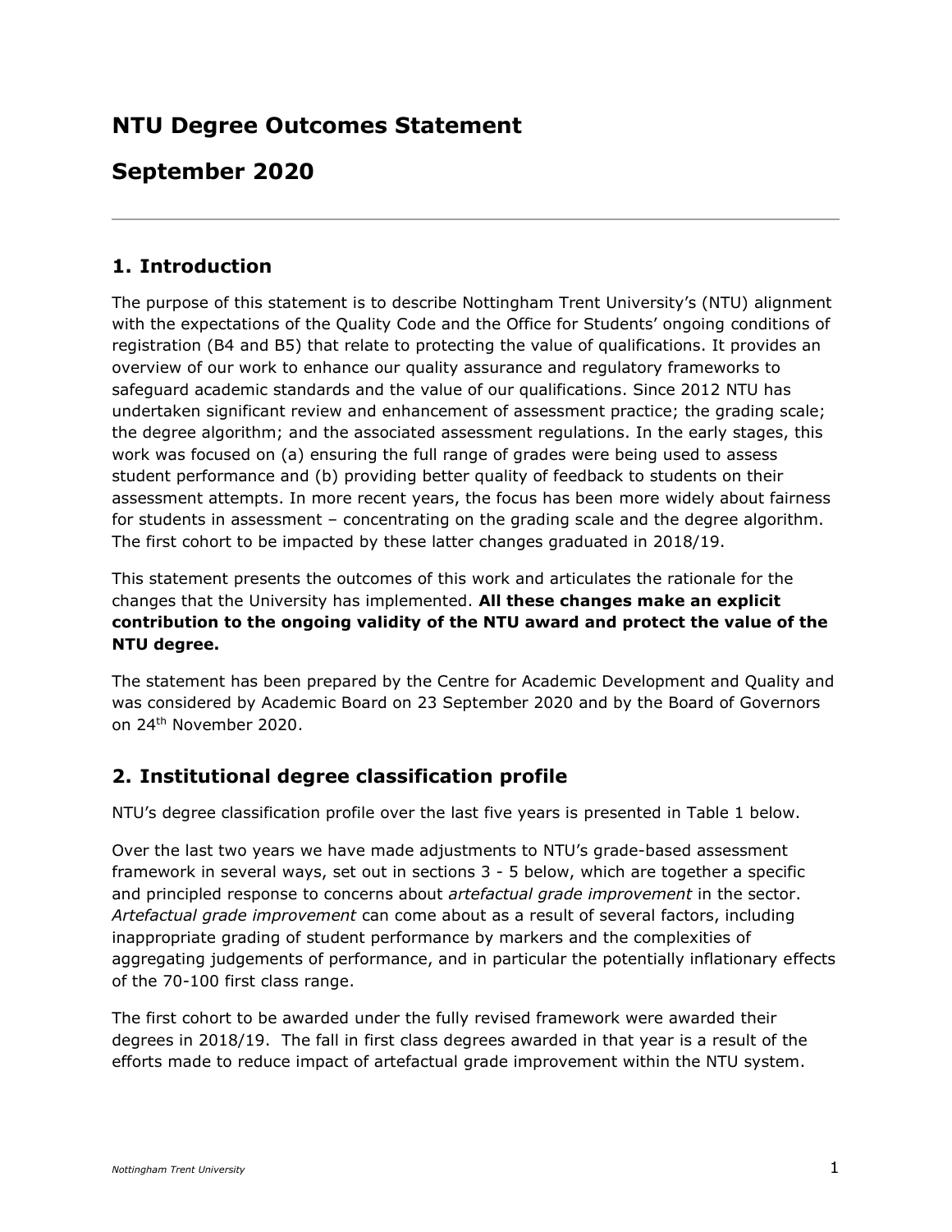# NTU Degree Outcomes Statement

# September 2020

---

## 1. Introduction

The purpose of this statement is to describe Nottingham Trent University's (NTU) alignment with the expectations of the Quality Code and the Office for Students' ongoing conditions of registration (B4 and B5) that relate to protecting the value of qualifications. It provides an overview of our work to enhance our quality assurance and regulatory frameworks to safeguard academic standards and the value of our qualifications. Since 2012 NTU has undertaken significant review and enhancement of assessment practice; the grading scale; the degree algorithm; and the associated assessment regulations. In the early stages, this work was focused on (a) ensuring the full range of grades were being used to assess student performance and (b) providing better quality of feedback to students on their assessment attempts. In more recent years, the focus has been more widely about fairness for students in assessment – concentrating on the grading scale and the degree algorithm. The first cohort to be impacted by these latter changes graduated in 2018/19.

This statement presents the outcomes of this work and articulates the rationale for the changes that the University has implemented. **All these changes make an explicit contribution to the ongoing validity of the NTU award and protect the value of the NTU degree.**

The statement has been prepared by the Centre for Academic Development and Quality and was considered by Academic Board on 23 September 2020 and by the Board of Governors on 24th November 2020.

## 2. Institutional degree classification profile

NTU's degree classification profile over the last five years is presented in Table 1 below.

Over the last two years we have made adjustments to NTU's grade-based assessment framework in several ways, set out in sections 3 - 5 below, which are together a specific and principled response to concerns about *artefactual grade improvement* in the sector. *Artefactual grade improvement* can come about as a result of several factors, including inappropriate grading of student performance by markers and the complexities of aggregating judgements of performance, and in particular the potentially inflationary effects of the 70-100 first class range.

The first cohort to be awarded under the fully revised framework were awarded their degrees in 2018/19. The fall in first class degrees awarded in that year is a result of the efforts made to reduce impact of artefactual grade improvement within the NTU system.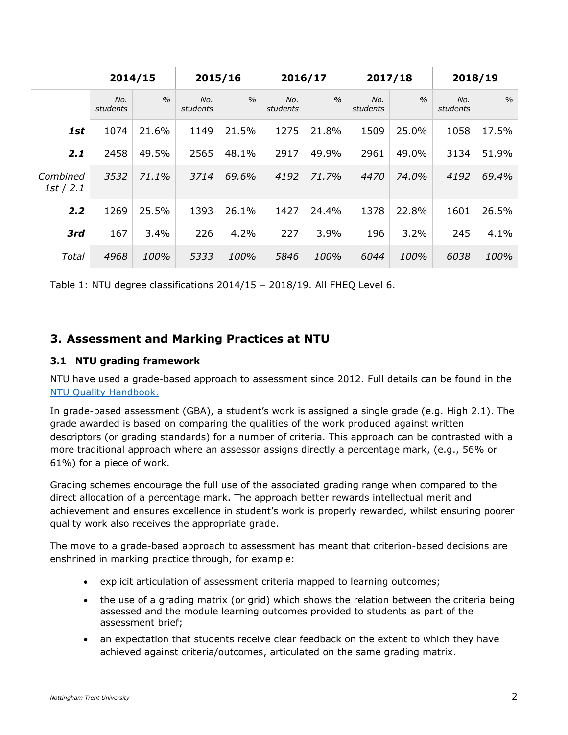| | 2014/15 | | 2015/16 | | 2016/17 | | 2017/18 | | 2018/19 | |
|---|---|---|---|---|---|---|---|---|---|---|
| | *No. students* | *%* | *No. students* | *%* | *No. students* | *%* | *No. students* | *%* | *No. students* | *%* |
| ***1st*** | 1074 | 21.6% | 1149 | 21.5% | 1275 | 21.8% | 1509 | 25.0% | 1058 | 17.5% |
| ***2.1*** | 2458 | 49.5% | 2565 | 48.1% | 2917 | 49.9% | 2961 | 49.0% | 3134 | 51.9% |
| *Combined 1st / 2.1* | *3532* | *71.1%* | *3714* | *69.6%* | *4192* | *71.7%* | *4470* | *74.0%* | *4192* | *69.4%* |
| ***2.2*** | 1269 | 25.5% | 1393 | 26.1% | 1427 | 24.4% | 1378 | 22.8% | 1601 | 26.5% |
| ***3rd*** | 167 | 3.4% | 226 | 4.2% | 227 | 3.9% | 196 | 3.2% | 245 | 4.1% |
| *Total* | *4968* | *100%* | *5333* | *100%* | *5846* | *100%* | *6044* | *100%* | *6038* | *100%* |

Table 1: NTU degree classifications 2014/15 – 2018/19. All FHEQ Level 6.

## 3. Assessment and Marking Practices at NTU

### 3.1 NTU grading framework

NTU have used a grade-based approach to assessment since 2012. Full details can be found in the NTU Quality Handbook.

In grade-based assessment (GBA), a student's work is assigned a single grade (e.g. High 2.1). The grade awarded is based on comparing the qualities of the work produced against written descriptors (or grading standards) for a number of criteria. This approach can be contrasted with a more traditional approach where an assessor assigns directly a percentage mark, (e.g., 56% or 61%) for a piece of work.

Grading schemes encourage the full use of the associated grading range when compared to the direct allocation of a percentage mark. The approach better rewards intellectual merit and achievement and ensures excellence in student's work is properly rewarded, whilst ensuring poorer quality work also receives the appropriate grade.

The move to a grade-based approach to assessment has meant that criterion-based decisions are enshrined in marking practice through, for example:

- explicit articulation of assessment criteria mapped to learning outcomes;
- the use of a grading matrix (or grid) which shows the relation between the criteria being assessed and the module learning outcomes provided to students as part of the assessment brief;
- an expectation that students receive clear feedback on the extent to which they have achieved against criteria/outcomes, articulated on the same grading matrix.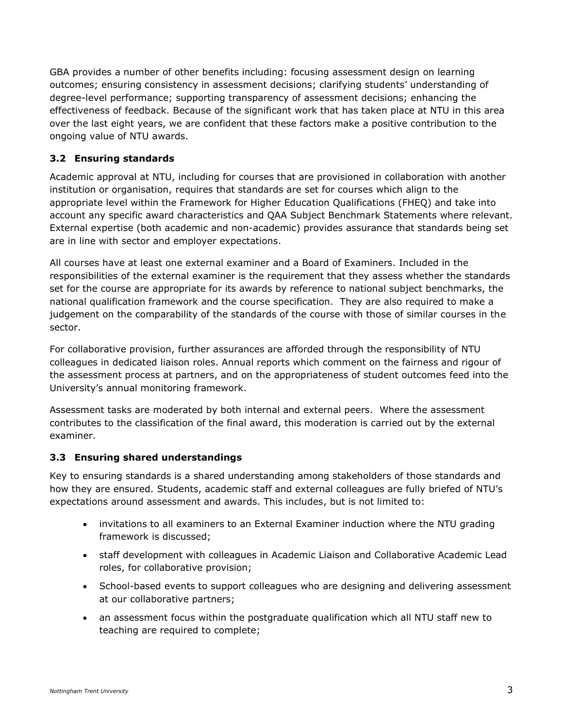GBA provides a number of other benefits including: focusing assessment design on learning outcomes; ensuring consistency in assessment decisions; clarifying students' understanding of degree-level performance; supporting transparency of assessment decisions; enhancing the effectiveness of feedback. Because of the significant work that has taken place at NTU in this area over the last eight years, we are confident that these factors make a positive contribution to the ongoing value of NTU awards.

### 3.2 Ensuring standards

Academic approval at NTU, including for courses that are provisioned in collaboration with another institution or organisation, requires that standards are set for courses which align to the appropriate level within the Framework for Higher Education Qualifications (FHEQ) and take into account any specific award characteristics and QAA Subject Benchmark Statements where relevant. External expertise (both academic and non-academic) provides assurance that standards being set are in line with sector and employer expectations.

All courses have at least one external examiner and a Board of Examiners. Included in the responsibilities of the external examiner is the requirement that they assess whether the standards set for the course are appropriate for its awards by reference to national subject benchmarks, the national qualification framework and the course specification. They are also required to make a judgement on the comparability of the standards of the course with those of similar courses in the sector.

For collaborative provision, further assurances are afforded through the responsibility of NTU colleagues in dedicated liaison roles. Annual reports which comment on the fairness and rigour of the assessment process at partners, and on the appropriateness of student outcomes feed into the University's annual monitoring framework.

Assessment tasks are moderated by both internal and external peers. Where the assessment contributes to the classification of the final award, this moderation is carried out by the external examiner.

### 3.3 Ensuring shared understandings

Key to ensuring standards is a shared understanding among stakeholders of those standards and how they are ensured. Students, academic staff and external colleagues are fully briefed of NTU's expectations around assessment and awards. This includes, but is not limited to:

- invitations to all examiners to an External Examiner induction where the NTU grading framework is discussed;
- staff development with colleagues in Academic Liaison and Collaborative Academic Lead roles, for collaborative provision;
- School-based events to support colleagues who are designing and delivering assessment at our collaborative partners;
- an assessment focus within the postgraduate qualification which all NTU staff new to teaching are required to complete;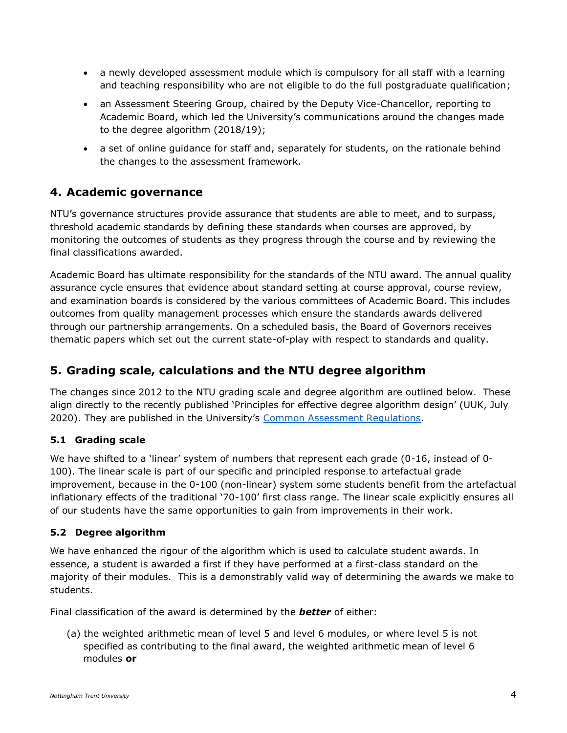- a newly developed assessment module which is compulsory for all staff with a learning and teaching responsibility who are not eligible to do the full postgraduate qualification;
- an Assessment Steering Group, chaired by the Deputy Vice-Chancellor, reporting to Academic Board, which led the University's communications around the changes made to the degree algorithm (2018/19);
- a set of online guidance for staff and, separately for students, on the rationale behind the changes to the assessment framework.

## 4. Academic governance

NTU's governance structures provide assurance that students are able to meet, and to surpass, threshold academic standards by defining these standards when courses are approved, by monitoring the outcomes of students as they progress through the course and by reviewing the final classifications awarded.

Academic Board has ultimate responsibility for the standards of the NTU award. The annual quality assurance cycle ensures that evidence about standard setting at course approval, course review, and examination boards is considered by the various committees of Academic Board. This includes outcomes from quality management processes which ensure the standards awards delivered through our partnership arrangements. On a scheduled basis, the Board of Governors receives thematic papers which set out the current state-of-play with respect to standards and quality.

## 5. Grading scale, calculations and the NTU degree algorithm

The changes since 2012 to the NTU grading scale and degree algorithm are outlined below. These align directly to the recently published 'Principles for effective degree algorithm design' (UUK, July 2020). They are published in the University's [Common Assessment Regulations](Common Assessment Regulations).

### 5.1 Grading scale

We have shifted to a 'linear' system of numbers that represent each grade (0-16, instead of 0-100). The linear scale is part of our specific and principled response to artefactual grade improvement, because in the 0-100 (non-linear) system some students benefit from the artefactual inflationary effects of the traditional '70-100' first class range. The linear scale explicitly ensures all of our students have the same opportunities to gain from improvements in their work.

### 5.2 Degree algorithm

We have enhanced the rigour of the algorithm which is used to calculate student awards. In essence, a student is awarded a first if they have performed at a first-class standard on the majority of their modules. This is a demonstrably valid way of determining the awards we make to students.

Final classification of the award is determined by the ***better*** of either:

(a) the weighted arithmetic mean of level 5 and level 6 modules, or where level 5 is not specified as contributing to the final award, the weighted arithmetic mean of level 6 modules **or**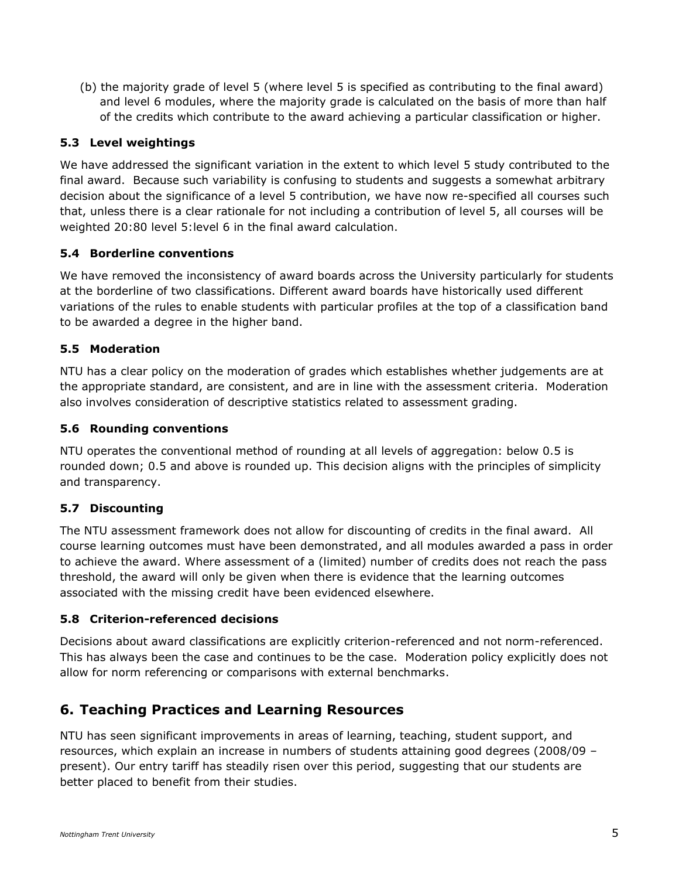(b) the majority grade of level 5 (where level 5 is specified as contributing to the final award) and level 6 modules, where the majority grade is calculated on the basis of more than half of the credits which contribute to the award achieving a particular classification or higher.

### 5.3 Level weightings

We have addressed the significant variation in the extent to which level 5 study contributed to the final award. Because such variability is confusing to students and suggests a somewhat arbitrary decision about the significance of a level 5 contribution, we have now re-specified all courses such that, unless there is a clear rationale for not including a contribution of level 5, all courses will be weighted 20:80 level 5:level 6 in the final award calculation.

### 5.4 Borderline conventions

We have removed the inconsistency of award boards across the University particularly for students at the borderline of two classifications. Different award boards have historically used different variations of the rules to enable students with particular profiles at the top of a classification band to be awarded a degree in the higher band.

### 5.5 Moderation

NTU has a clear policy on the moderation of grades which establishes whether judgements are at the appropriate standard, are consistent, and are in line with the assessment criteria. Moderation also involves consideration of descriptive statistics related to assessment grading.

### 5.6 Rounding conventions

NTU operates the conventional method of rounding at all levels of aggregation: below 0.5 is rounded down; 0.5 and above is rounded up. This decision aligns with the principles of simplicity and transparency.

### 5.7 Discounting

The NTU assessment framework does not allow for discounting of credits in the final award. All course learning outcomes must have been demonstrated, and all modules awarded a pass in order to achieve the award. Where assessment of a (limited) number of credits does not reach the pass threshold, the award will only be given when there is evidence that the learning outcomes associated with the missing credit have been evidenced elsewhere.

### 5.8 Criterion-referenced decisions

Decisions about award classifications are explicitly criterion-referenced and not norm-referenced. This has always been the case and continues to be the case. Moderation policy explicitly does not allow for norm referencing or comparisons with external benchmarks.

## 6. Teaching Practices and Learning Resources

NTU has seen significant improvements in areas of learning, teaching, student support, and resources, which explain an increase in numbers of students attaining good degrees (2008/09 – present). Our entry tariff has steadily risen over this period, suggesting that our students are better placed to benefit from their studies.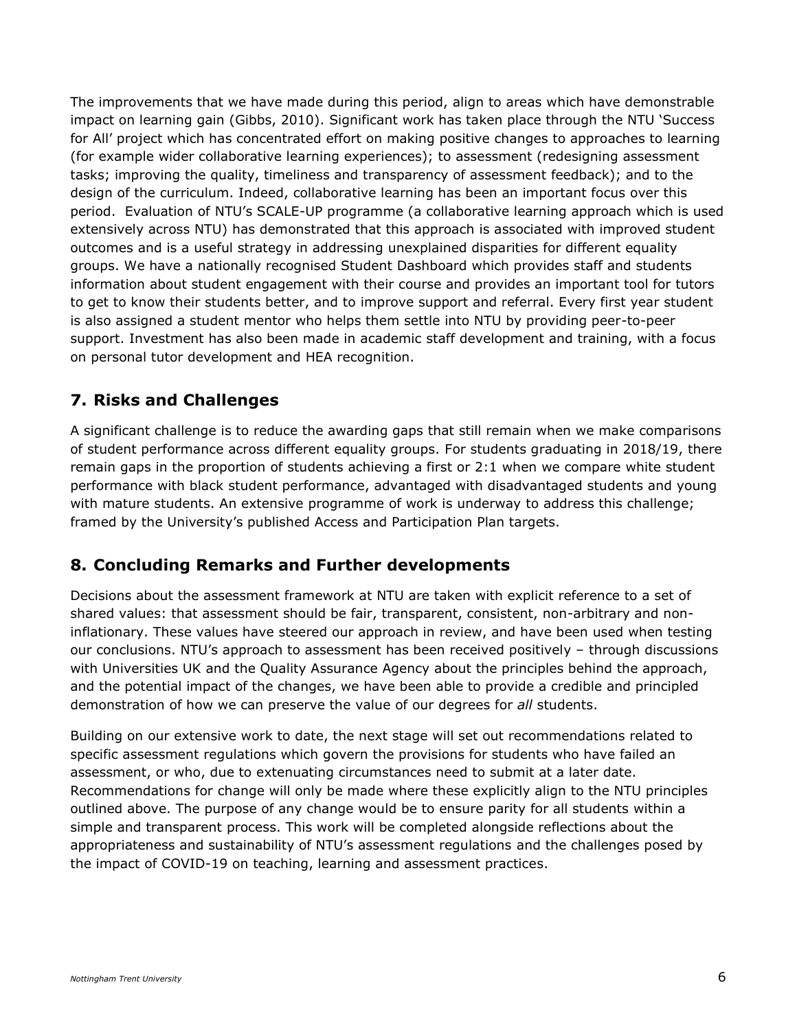The improvements that we have made during this period, align to areas which have demonstrable impact on learning gain (Gibbs, 2010). Significant work has taken place through the NTU 'Success for All' project which has concentrated effort on making positive changes to approaches to learning (for example wider collaborative learning experiences); to assessment (redesigning assessment tasks; improving the quality, timeliness and transparency of assessment feedback); and to the design of the curriculum. Indeed, collaborative learning has been an important focus over this period. Evaluation of NTU's SCALE-UP programme (a collaborative learning approach which is used extensively across NTU) has demonstrated that this approach is associated with improved student outcomes and is a useful strategy in addressing unexplained disparities for different equality groups. We have a nationally recognised Student Dashboard which provides staff and students information about student engagement with their course and provides an important tool for tutors to get to know their students better, and to improve support and referral. Every first year student is also assigned a student mentor who helps them settle into NTU by providing peer-to-peer support. Investment has also been made in academic staff development and training, with a focus on personal tutor development and HEA recognition.

## 7. Risks and Challenges

A significant challenge is to reduce the awarding gaps that still remain when we make comparisons of student performance across different equality groups. For students graduating in 2018/19, there remain gaps in the proportion of students achieving a first or 2:1 when we compare white student performance with black student performance, advantaged with disadvantaged students and young with mature students. An extensive programme of work is underway to address this challenge; framed by the University's published Access and Participation Plan targets.

## 8. Concluding Remarks and Further developments

Decisions about the assessment framework at NTU are taken with explicit reference to a set of shared values: that assessment should be fair, transparent, consistent, non-arbitrary and non-inflationary. These values have steered our approach in review, and have been used when testing our conclusions. NTU's approach to assessment has been received positively – through discussions with Universities UK and the Quality Assurance Agency about the principles behind the approach, and the potential impact of the changes, we have been able to provide a credible and principled demonstration of how we can preserve the value of our degrees for *all* students.

Building on our extensive work to date, the next stage will set out recommendations related to specific assessment regulations which govern the provisions for students who have failed an assessment, or who, due to extenuating circumstances need to submit at a later date. Recommendations for change will only be made where these explicitly align to the NTU principles outlined above. The purpose of any change would be to ensure parity for all students within a simple and transparent process. This work will be completed alongside reflections about the appropriateness and sustainability of NTU's assessment regulations and the challenges posed by the impact of COVID-19 on teaching, learning and assessment practices.